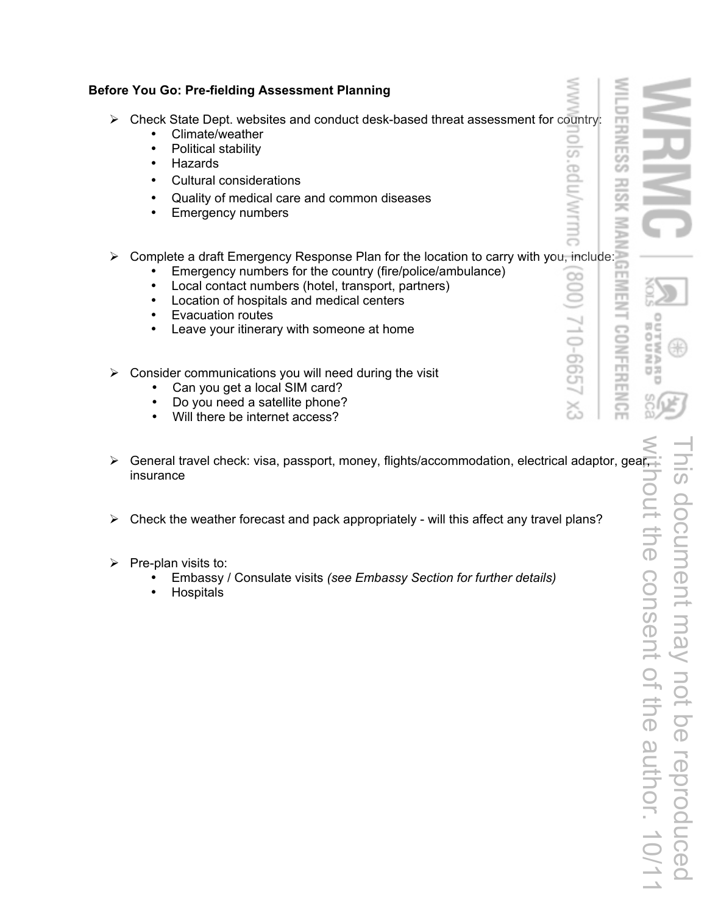**Before You Go: Pre-fielding Assessment Planning**

- Check State Dept. websites and conduct desk-based threat assessment for country:
    - Climate/weather
    - Political stability
    - Hazards
    - Cultural considerations
    - Quality of medical care and common diseases
    - Emergency numbers

- Complete a draft Emergency Response Plan for the location to carry with you, include:
    - Emergency numbers for the country (fire/police/ambulance)
    - Local contact numbers (hotel, transport, partners)
    - Location of hospitals and medical centers
    - Evacuation routes
    - Leave your itinerary with someone at home

- Consider communications you will need during the visit
    - Can you get a local SIM card?
    - Do you need a satellite phone?
    - Will there be internet access?

- General travel check: visa, passport, money, flights/accommodation, electrical adaptor, gear, insurance

- Check the weather forecast and pack appropriately - will this affect any travel plans?

- Pre-plan visits to:
    - Embassy / Consulate visits *(see Embassy Section for further details)*
    - Hospitals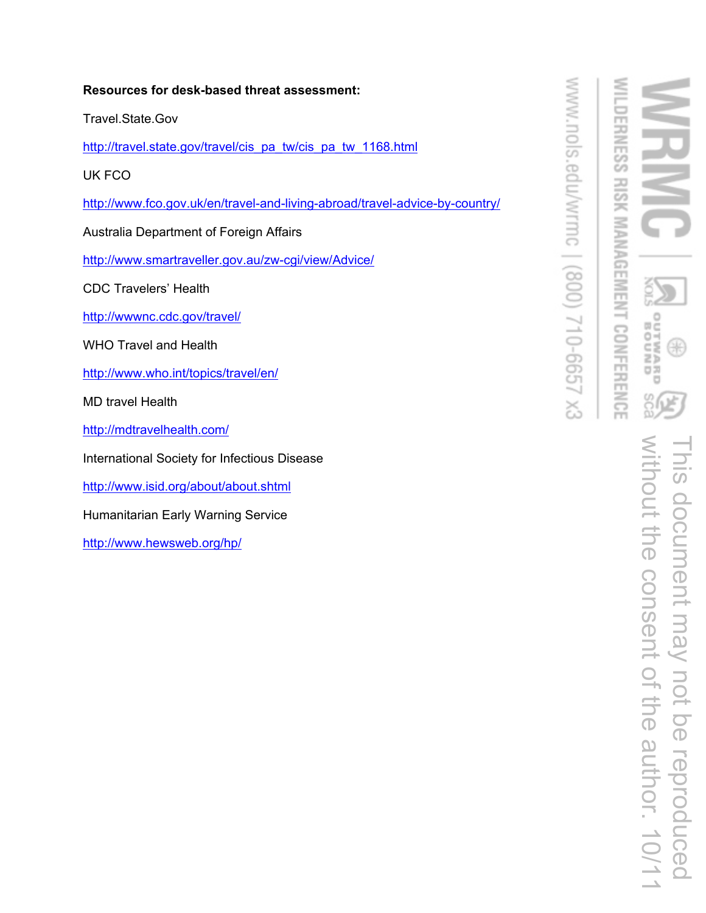**Resources for desk-based threat assessment:**

Travel.State.Gov

http://travel.state.gov/travel/cis_pa_tw/cis_pa_tw_1168.html

UK FCO

http://www.fco.gov.uk/en/travel-and-living-abroad/travel-advice-by-country/

Australia Department of Foreign Affairs

http://www.smartraveller.gov.au/zw-cgi/view/Advice/

CDC Travelers' Health

http://wwwnc.cdc.gov/travel/

WHO Travel and Health

http://www.who.int/topics/travel/en/

MD travel Health

http://mdtravelhealth.com/

International Society for Infectious Disease

http://www.isid.org/about/about.shtml

Humanitarian Early Warning Service

http://www.hewsweb.org/hp/